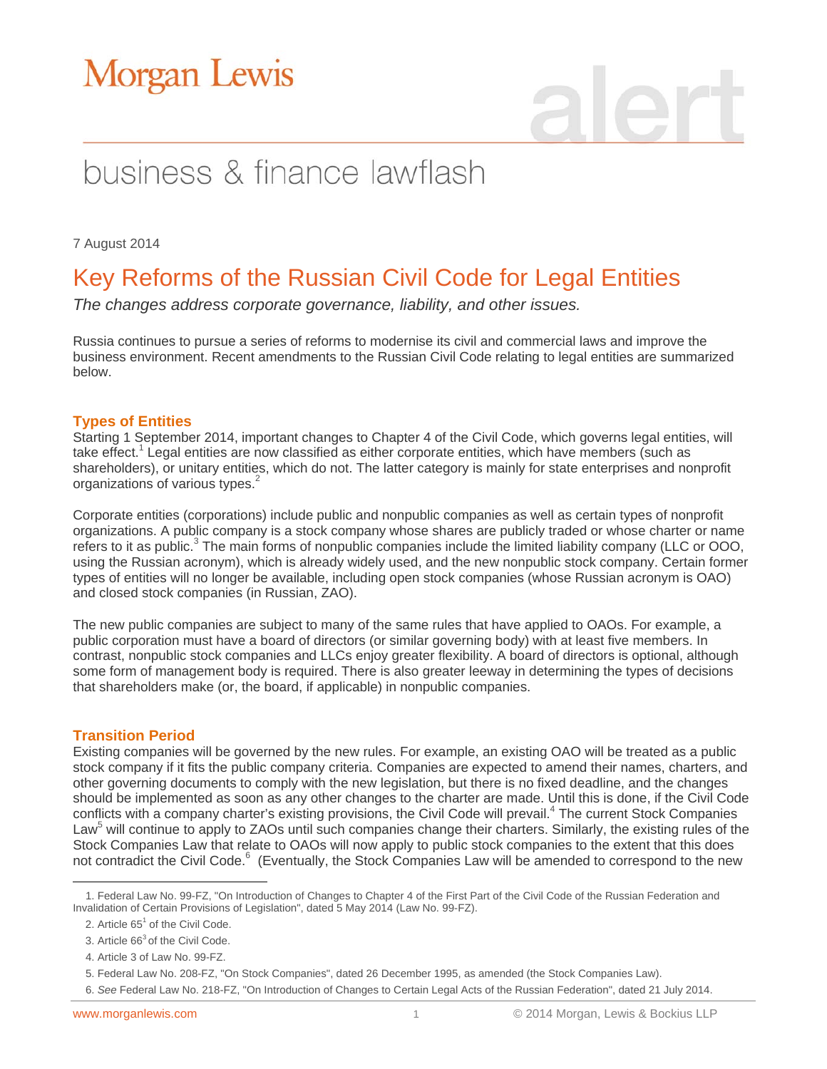# Morgan Lewis

business & finance lawflash

7 August 2014

## Key Reforms of the Russian Civil Code for Legal Entities

*The changes address corporate governance, liability, and other issues.*

Russia continues to pursue a series of reforms to modernise its civil and commercial laws and improve the business environment. Recent amendments to the Russian Civil Code relating to legal entities are summarized below.

### Types of Entities

Starting 1 September 2014, important changes to Chapter 4 of the Civil Code, which governs legal entities, will take effect.[1] Legal entities are now classified as either corporate entities, which have members (such as shareholders), or unitary entities, which do not. The latter category is mainly for state enterprises and nonprofit organizations of various types.[2]

Corporate entities (corporations) include public and nonpublic companies as well as certain types of nonprofit organizations. A public company is a stock company whose shares are publicly traded or whose charter or name refers to it as public.[3] The main forms of nonpublic companies include the limited liability company (LLC or OOO, using the Russian acronym), which is already widely used, and the new nonpublic stock company. Certain former types of entities will no longer be available, including open stock companies (whose Russian acronym is OAO) and closed stock companies (in Russian, ZAO).

The new public companies are subject to many of the same rules that have applied to OAOs. For example, a public corporation must have a board of directors (or similar governing body) with at least five members. In contrast, nonpublic stock companies and LLCs enjoy greater flexibility. A board of directors is optional, although some form of management body is required. There is also greater leeway in determining the types of decisions that shareholders make (or, the board, if applicable) in nonpublic companies.

### Transition Period

Existing companies will be governed by the new rules. For example, an existing OAO will be treated as a public stock company if it fits the public company criteria. Companies are expected to amend their names, charters, and other governing documents to comply with the new legislation, but there is no fixed deadline, and the changes should be implemented as soon as any other changes to the charter are made. Until this is done, if the Civil Code conflicts with a company charter's existing provisions, the Civil Code will prevail.[4] The current Stock Companies Law[5] will continue to apply to ZAOs until such companies change their charters. Similarly, the existing rules of the Stock Companies Law that relate to OAOs will now apply to public stock companies to the extent that this does not contradict the Civil Code.[6] (Eventually, the Stock Companies Law will be amended to correspond to the new

---

1. Federal Law No. 99-FZ, "On Introduction of Changes to Chapter 4 of the First Part of the Civil Code of the Russian Federation and Invalidation of Certain Provisions of Legislation", dated 5 May 2014 (Law No. 99-FZ).

2. Article 65[1] of the Civil Code.

3. Article 66[3] of the Civil Code.

4. Article 3 of Law No. 99-FZ.

5. Federal Law No. 208-FZ, "On Stock Companies", dated 26 December 1995, as amended (the Stock Companies Law).

6. *See* Federal Law No. 218-FZ, "On Introduction of Changes to Certain Legal Acts of the Russian Federation", dated 21 July 2014.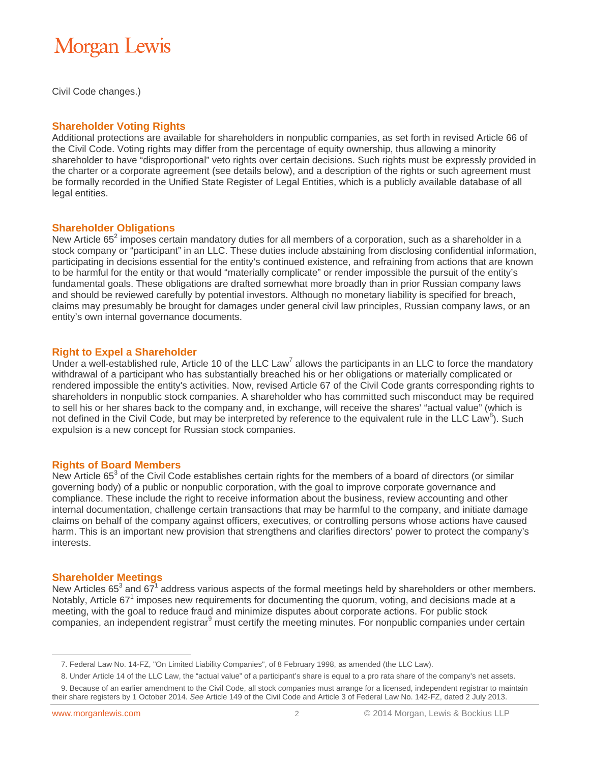Civil Code changes.)

## Shareholder Voting Rights

Additional protections are available for shareholders in nonpublic companies, as set forth in revised Article 66 of the Civil Code. Voting rights may differ from the percentage of equity ownership, thus allowing a minority shareholder to have "disproportional" veto rights over certain decisions. Such rights must be expressly provided in the charter or a corporate agreement (see details below), and a description of the rights or such agreement must be formally recorded in the Unified State Register of Legal Entities, which is a publicly available database of all legal entities.

## Shareholder Obligations

New Article 65[2] imposes certain mandatory duties for all members of a corporation, such as a shareholder in a stock company or "participant" in an LLC. These duties include abstaining from disclosing confidential information, participating in decisions essential for the entity's continued existence, and refraining from actions that are known to be harmful for the entity or that would "materially complicate" or render impossible the pursuit of the entity's fundamental goals. These obligations are drafted somewhat more broadly than in prior Russian company laws and should be reviewed carefully by potential investors. Although no monetary liability is specified for breach, claims may presumably be brought for damages under general civil law principles, Russian company laws, or an entity's own internal governance documents.

## Right to Expel a Shareholder

Under a well-established rule, Article 10 of the LLC Law[7] allows the participants in an LLC to force the mandatory withdrawal of a participant who has substantially breached his or her obligations or materially complicated or rendered impossible the entity's activities. Now, revised Article 67 of the Civil Code grants corresponding rights to shareholders in nonpublic stock companies. A shareholder who has committed such misconduct may be required to sell his or her shares back to the company and, in exchange, will receive the shares' "actual value" (which is not defined in the Civil Code, but may be interpreted by reference to the equivalent rule in the LLC Law[8]). Such expulsion is a new concept for Russian stock companies.

## Rights of Board Members

New Article 65[3] of the Civil Code establishes certain rights for the members of a board of directors (or similar governing body) of a public or nonpublic corporation, with the goal to improve corporate governance and compliance. These include the right to receive information about the business, review accounting and other internal documentation, challenge certain transactions that may be harmful to the company, and initiate damage claims on behalf of the company against officers, executives, or controlling persons whose actions have caused harm. This is an important new provision that strengthens and clarifies directors' power to protect the company's interests.

## Shareholder Meetings

New Articles 65[3] and 67[1] address various aspects of the formal meetings held by shareholders or other members. Notably, Article 67[1] imposes new requirements for documenting the quorum, voting, and decisions made at a meeting, with the goal to reduce fraud and minimize disputes about corporate actions. For public stock companies, an independent registrar[9] must certify the meeting minutes. For nonpublic companies under certain

---

7. Federal Law No. 14-FZ, "On Limited Liability Companies", of 8 February 1998, as amended (the LLC Law).

8. Under Article 14 of the LLC Law, the "actual value" of a participant's share is equal to a pro rata share of the company's net assets.

9. Because of an earlier amendment to the Civil Code, all stock companies must arrange for a licensed, independent registrar to maintain their share registers by 1 October 2014. *See* Article 149 of the Civil Code and Article 3 of Federal Law No. 142-FZ, dated 2 July 2013.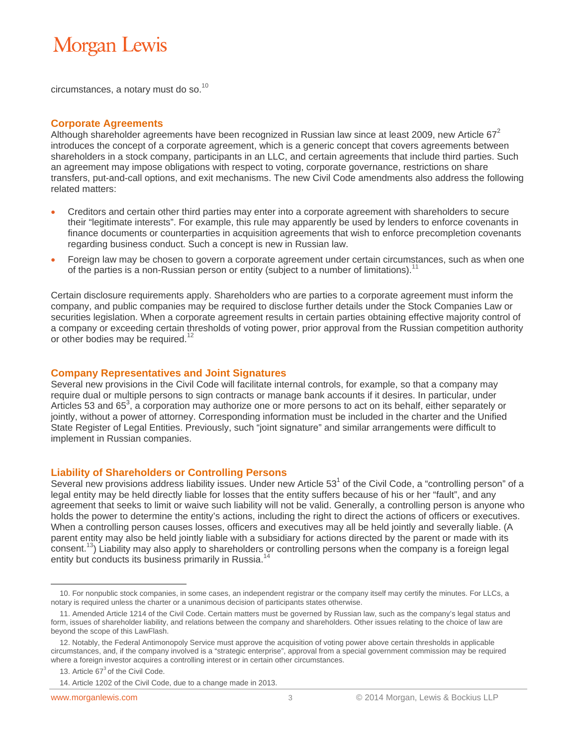circumstances, a notary must do so.[10]

## Corporate Agreements

Although shareholder agreements have been recognized in Russian law since at least 2009, new Article $67^2$ introduces the concept of a corporate agreement, which is a generic concept that covers agreements between shareholders in a stock company, participants in an LLC, and certain agreements that include third parties. Such an agreement may impose obligations with respect to voting, corporate governance, restrictions on share transfers, put-and-call options, and exit mechanisms. The new Civil Code amendments also address the following related matters:

- Creditors and certain other third parties may enter into a corporate agreement with shareholders to secure their "legitimate interests". For example, this rule may apparently be used by lenders to enforce covenants in finance documents or counterparties in acquisition agreements that wish to enforce precompletion covenants regarding business conduct. Such a concept is new in Russian law.
- Foreign law may be chosen to govern a corporate agreement under certain circumstances, such as when one of the parties is a non-Russian person or entity (subject to a number of limitations).[11]

Certain disclosure requirements apply. Shareholders who are parties to a corporate agreement must inform the company, and public companies may be required to disclose further details under the Stock Companies Law or securities legislation. When a corporate agreement results in certain parties obtaining effective majority control of a company or exceeding certain thresholds of voting power, prior approval from the Russian competition authority or other bodies may be required.[12]

## Company Representatives and Joint Signatures

Several new provisions in the Civil Code will facilitate internal controls, for example, so that a company may require dual or multiple persons to sign contracts or manage bank accounts if it desires. In particular, under Articles 53 and $65^3$, a corporation may authorize one or more persons to act on its behalf, either separately or jointly, without a power of attorney. Corresponding information must be included in the charter and the Unified State Register of Legal Entities. Previously, such "joint signature" and similar arrangements were difficult to implement in Russian companies.

## Liability of Shareholders or Controlling Persons

Several new provisions address liability issues. Under new Article $53^1$ of the Civil Code, a "controlling person" of a legal entity may be held directly liable for losses that the entity suffers because of his or her "fault", and any agreement that seeks to limit or waive such liability will not be valid. Generally, a controlling person is anyone who holds the power to determine the entity's actions, including the right to direct the actions of officers or executives. When a controlling person causes losses, officers and executives may all be held jointly and severally liable. (A parent entity may also be held jointly liable with a subsidiary for actions directed by the parent or made with its consent.[13]) Liability may also apply to shareholders or controlling persons when the company is a foreign legal entity but conducts its business primarily in Russia.[14]

---

10. For nonpublic stock companies, in some cases, an independent registrar or the company itself may certify the minutes. For LLCs, a notary is required unless the charter or a unanimous decision of participants states otherwise.

11. Amended Article 1214 of the Civil Code. Certain matters must be governed by Russian law, such as the company's legal status and form, issues of shareholder liability, and relations between the company and shareholders. Other issues relating to the choice of law are beyond the scope of this LawFlash.

12. Notably, the Federal Antimonopoly Service must approve the acquisition of voting power above certain thresholds in applicable circumstances, and, if the company involved is a "strategic enterprise", approval from a special government commission may be required where a foreign investor acquires a controlling interest or in certain other circumstances.

13. Article $67^3$ of the Civil Code.

14. Article 1202 of the Civil Code, due to a change made in 2013.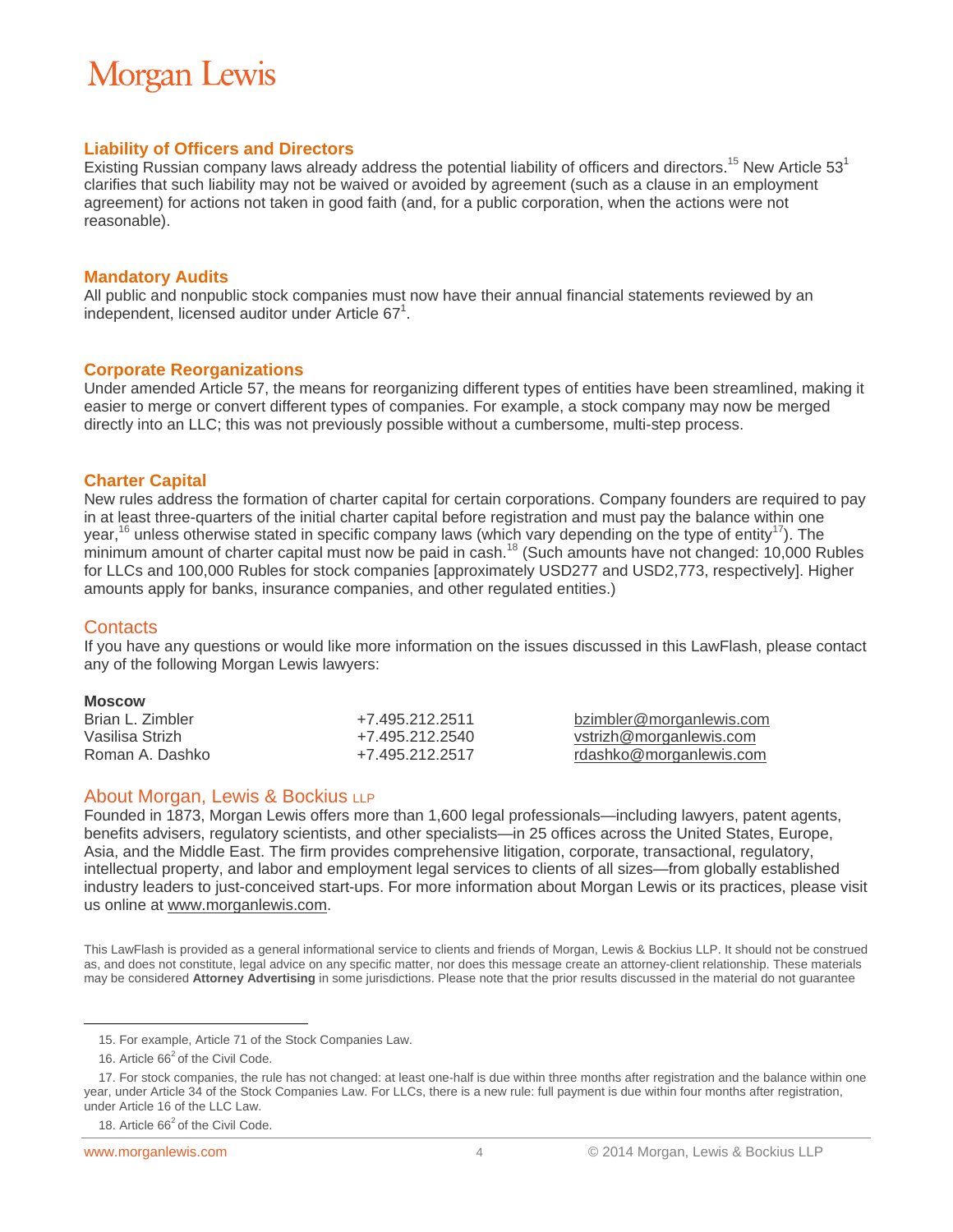## Liability of Officers and Directors

Existing Russian company laws already address the potential liability of officers and directors.[15] New Article 53[1] clarifies that such liability may not be waived or avoided by agreement (such as a clause in an employment agreement) for actions not taken in good faith (and, for a public corporation, when the actions were not reasonable).

## Mandatory Audits

All public and nonpublic stock companies must now have their annual financial statements reviewed by an independent, licensed auditor under Article 67[1].

## Corporate Reorganizations

Under amended Article 57, the means for reorganizing different types of entities have been streamlined, making it easier to merge or convert different types of companies. For example, a stock company may now be merged directly into an LLC; this was not previously possible without a cumbersome, multi-step process.

## Charter Capital

New rules address the formation of charter capital for certain corporations. Company founders are required to pay in at least three-quarters of the initial charter capital before registration and must pay the balance within one year,[16] unless otherwise stated in specific company laws (which vary depending on the type of entity[17]). The minimum amount of charter capital must now be paid in cash.[18] (Such amounts have not changed: 10,000 Rubles for LLCs and 100,000 Rubles for stock companies [approximately USD277 and USD2,773, respectively]. Higher amounts apply for banks, insurance companies, and other regulated entities.)

## Contacts

If you have any questions or would like more information on the issues discussed in this LawFlash, please contact any of the following Morgan Lewis lawyers:

**Moscow**

| | | |
|---|---|---|
| Brian L. Zimbler | +7.495.212.2511 | bzimbler@morganlewis.com |
| Vasilisa Strizh | +7.495.212.2540 | vstrizh@morganlewis.com |
| Roman A. Dashko | +7.495.212.2517 | rdashko@morganlewis.com |

## About Morgan, Lewis & Bockius LLP

Founded in 1873, Morgan Lewis offers more than 1,600 legal professionals—including lawyers, patent agents, benefits advisers, regulatory scientists, and other specialists—in 25 offices across the United States, Europe, Asia, and the Middle East. The firm provides comprehensive litigation, corporate, transactional, regulatory, intellectual property, and labor and employment legal services to clients of all sizes—from globally established industry leaders to just-conceived start-ups. For more information about Morgan Lewis or its practices, please visit us online at www.morganlewis.com.

This LawFlash is provided as a general informational service to clients and friends of Morgan, Lewis & Bockius LLP. It should not be construed as, and does not constitute, legal advice on any specific matter, nor does this message create an attorney-client relationship. These materials may be considered **Attorney Advertising** in some jurisdictions. Please note that the prior results discussed in the material do not guarantee

---

15. For example, Article 71 of the Stock Companies Law.

16. Article 66[2] of the Civil Code.

17. For stock companies, the rule has not changed: at least one-half is due within three months after registration and the balance within one year, under Article 34 of the Stock Companies Law. For LLCs, there is a new rule: full payment is due within four months after registration, under Article 16 of the LLC Law.

18. Article 66[2] of the Civil Code.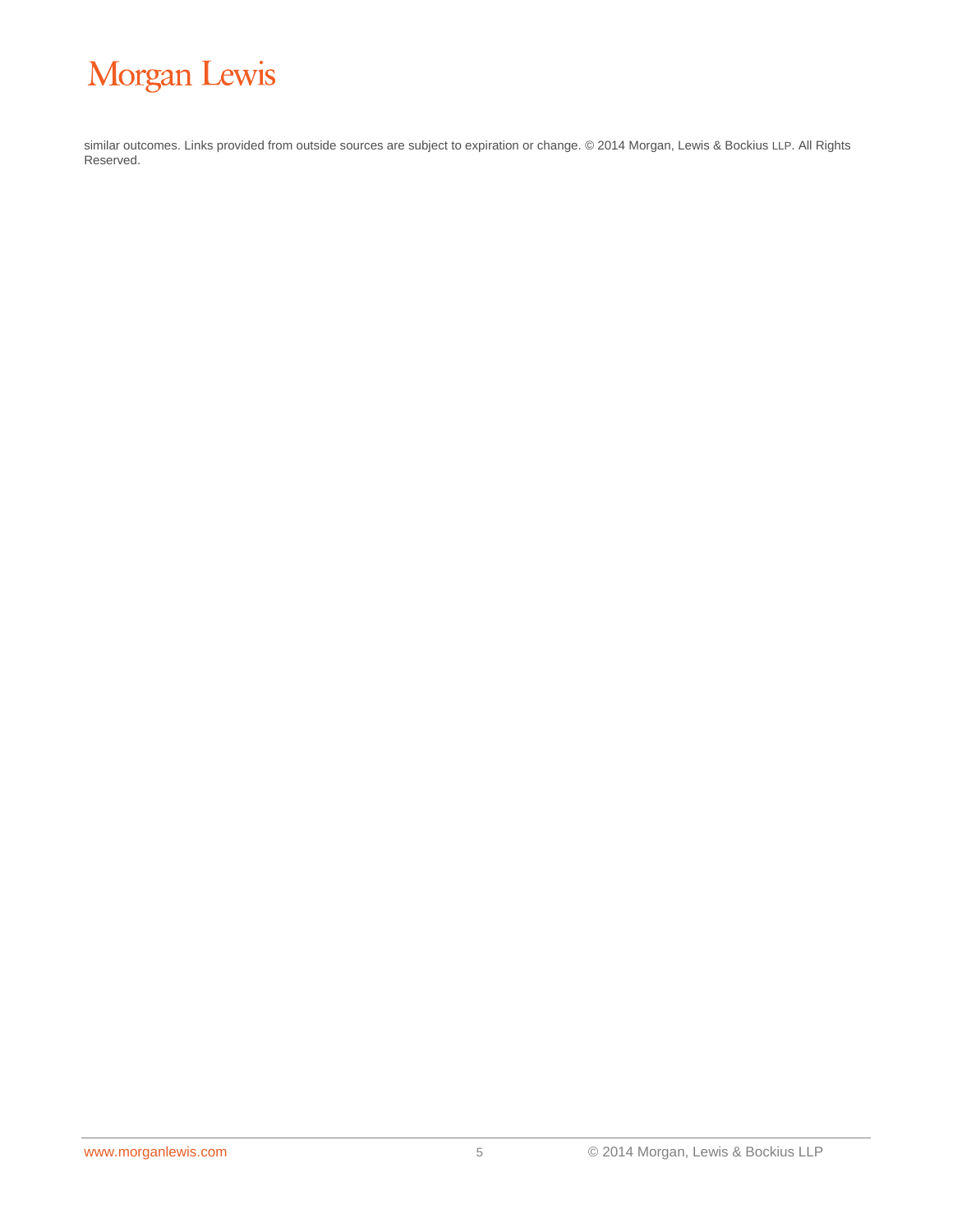similar outcomes. Links provided from outside sources are subject to expiration or change. © 2014 Morgan, Lewis & Bockius LLP. All Rights Reserved.